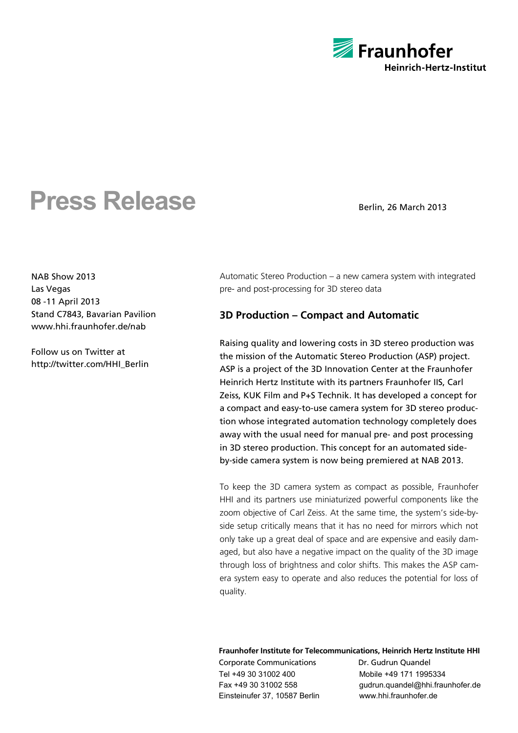Fraunhofer
Heinrich-Hertz-Institut

# Press Release

Berlin, 26 March 2013

NAB Show 2013
Las Vegas
08 -11 April 2013
Stand C7843, Bavarian Pavilion
www.hhi.fraunhofer.de/nab

Follow us on Twitter at
http://twitter.com/HHI_Berlin

Automatic Stereo Production – a new camera system with integrated pre- and post-processing for 3D stereo data

## 3D Production – Compact and Automatic

Raising quality and lowering costs in 3D stereo production was the mission of the Automatic Stereo Production (ASP) project. ASP is a project of the 3D Innovation Center at the Fraunhofer Heinrich Hertz Institute with its partners Fraunhofer IIS, Carl Zeiss, KUK Film and P+S Technik. It has developed a concept for a compact and easy-to-use camera system for 3D stereo production whose integrated automation technology completely does away with the usual need for manual pre- and post processing in 3D stereo production. This concept for an automated side-by-side camera system is now being premiered at NAB 2013.

To keep the 3D camera system as compact as possible, Fraunhofer HHI and its partners use miniaturized powerful components like the zoom objective of Carl Zeiss. At the same time, the system's side-by-side setup critically means that it has no need for mirrors which not only take up a great deal of space and are expensive and easily damaged, but also have a negative impact on the quality of the 3D image through loss of brightness and color shifts. This makes the ASP camera system easy to operate and also reduces the potential for loss of quality.

**Fraunhofer Institute for Telecommunications, Heinrich Hertz Institute HHI**
Corporate Communications
Tel +49 30 31002 400
Fax +49 30 31002 558
Einsteinufer 37, 10587 Berlin

Dr. Gudrun Quandel
Mobile +49 171 1995334
gudrun.quandel@hhi.fraunhofer.de
www.hhi.fraunhofer.de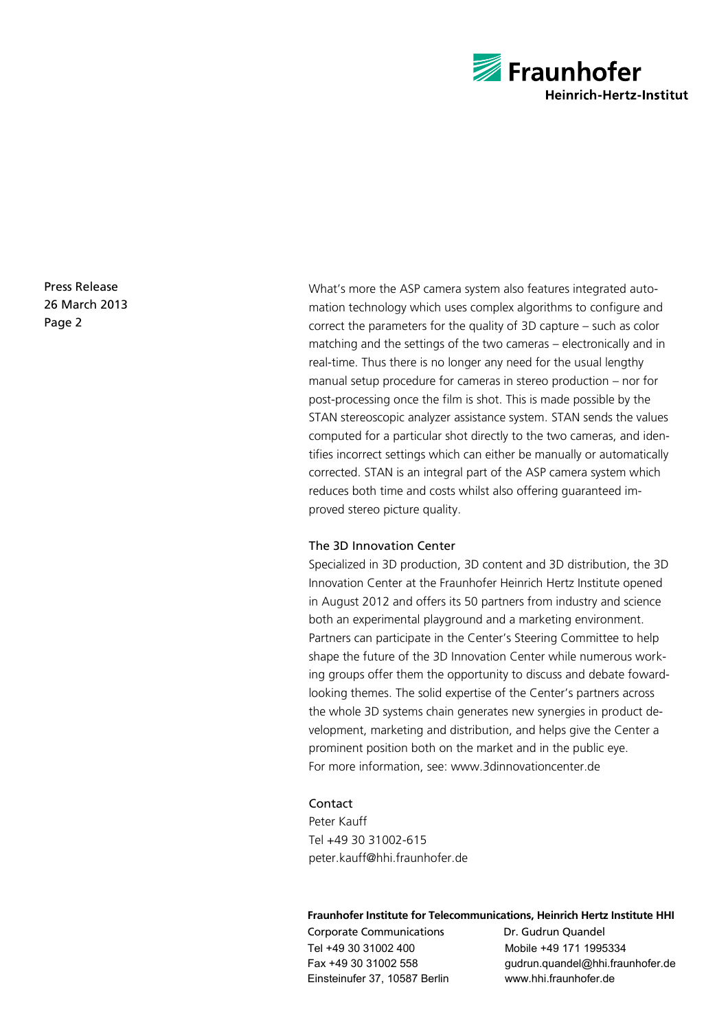What's more the ASP camera system also features integrated automation technology which uses complex algorithms to configure and correct the parameters for the quality of 3D capture – such as color matching and the settings of the two cameras – electronically and in real-time. Thus there is no longer any need for the usual lengthy manual setup procedure for cameras in stereo production – nor for post-processing once the film is shot. This is made possible by the STAN stereoscopic analyzer assistance system. STAN sends the values computed for a particular shot directly to the two cameras, and identifies incorrect settings which can either be manually or automatically corrected. STAN is an integral part of the ASP camera system which reduces both time and costs whilst also offering guaranteed improved stereo picture quality.

## The 3D Innovation Center

Specialized in 3D production, 3D content and 3D distribution, the 3D Innovation Center at the Fraunhofer Heinrich Hertz Institute opened in August 2012 and offers its 50 partners from industry and science both an experimental playground and a marketing environment. Partners can participate in the Center's Steering Committee to help shape the future of the 3D Innovation Center while numerous working groups offer them the opportunity to discuss and debate foward-looking themes. The solid expertise of the Center's partners across the whole 3D systems chain generates new synergies in product development, marketing and distribution, and helps give the Center a prominent position both on the market and in the public eye.
For more information, see: www.3dinnovationcenter.de

## Contact

Peter Kauff
Tel +49 30 31002-615
peter.kauff@hhi.fraunhofer.de

**Fraunhofer Institute for Telecommunications, Heinrich Hertz Institute HHI**

Corporate Communications
Tel +49 30 31002 400
Fax +49 30 31002 558
Einsteinufer 37, 10587 Berlin

Dr. Gudrun Quandel
Mobile +49 171 1995334
gudrun.quandel@hhi.fraunhofer.de
www.hhi.fraunhofer.de